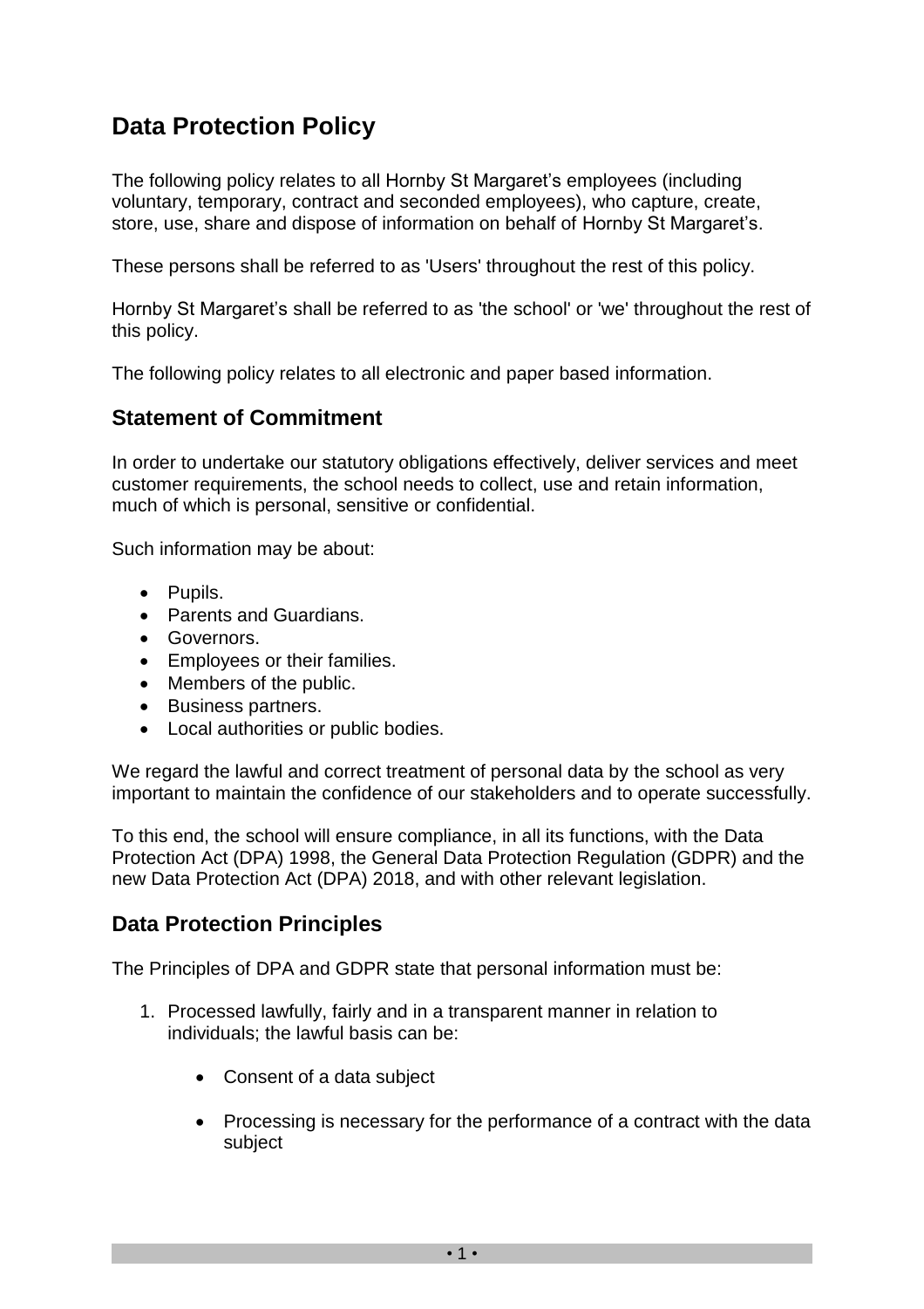# Data Protection Policy

The following policy relates to all Hornby St Margaret's employees (including voluntary, temporary, contract and seconded employees), who capture, create, store, use, share and dispose of information on behalf of Hornby St Margaret's.

These persons shall be referred to as 'Users' throughout the rest of this policy.

Hornby St Margaret's shall be referred to as 'the school' or 'we' throughout the rest of this policy.

The following policy relates to all electronic and paper based information.

## Statement of Commitment

In order to undertake our statutory obligations effectively, deliver services and meet customer requirements, the school needs to collect, use and retain information, much of which is personal, sensitive or confidential.

Such information may be about:

- Pupils.
- Parents and Guardians.
- Governors.
- Employees or their families.
- Members of the public.
- Business partners.
- Local authorities or public bodies.

We regard the lawful and correct treatment of personal data by the school as very important to maintain the confidence of our stakeholders and to operate successfully.

To this end, the school will ensure compliance, in all its functions, with the Data Protection Act (DPA) 1998, the General Data Protection Regulation (GDPR) and the new Data Protection Act (DPA) 2018, and with other relevant legislation.

## Data Protection Principles

The Principles of DPA and GDPR state that personal information must be:

1. Processed lawfully, fairly and in a transparent manner in relation to individuals; the lawful basis can be:

    - Consent of a data subject

    - Processing is necessary for the performance of a contract with the data subject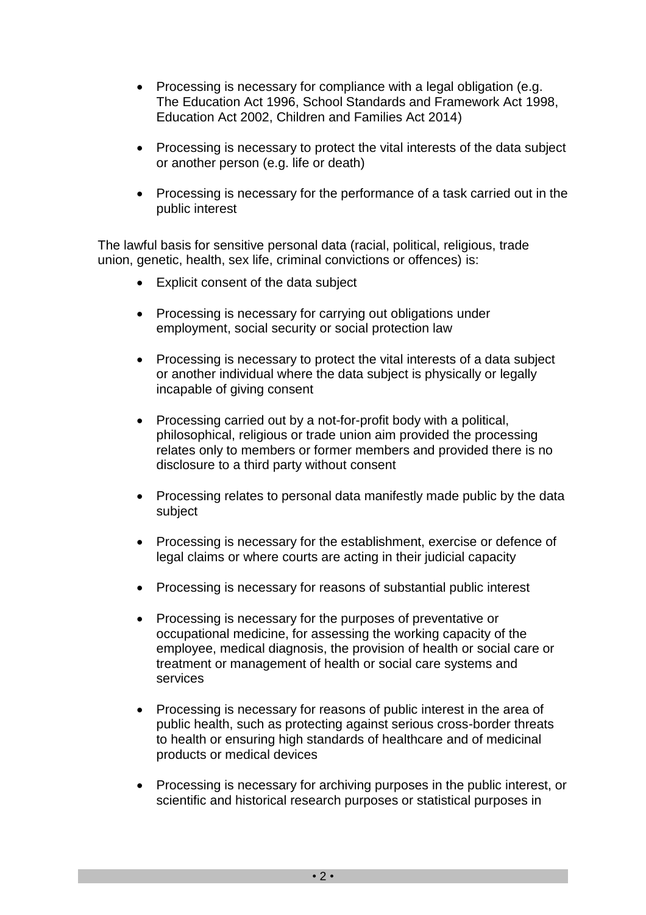- Processing is necessary for compliance with a legal obligation (e.g. The Education Act 1996, School Standards and Framework Act 1998, Education Act 2002, Children and Families Act 2014)

- Processing is necessary to protect the vital interests of the data subject or another person (e.g. life or death)

- Processing is necessary for the performance of a task carried out in the public interest

The lawful basis for sensitive personal data (racial, political, religious, trade union, genetic, health, sex life, criminal convictions or offences) is:

- Explicit consent of the data subject

- Processing is necessary for carrying out obligations under employment, social security or social protection law

- Processing is necessary to protect the vital interests of a data subject or another individual where the data subject is physically or legally incapable of giving consent

- Processing carried out by a not-for-profit body with a political, philosophical, religious or trade union aim provided the processing relates only to members or former members and provided there is no disclosure to a third party without consent

- Processing relates to personal data manifestly made public by the data subject

- Processing is necessary for the establishment, exercise or defence of legal claims or where courts are acting in their judicial capacity

- Processing is necessary for reasons of substantial public interest

- Processing is necessary for the purposes of preventative or occupational medicine, for assessing the working capacity of the employee, medical diagnosis, the provision of health or social care or treatment or management of health or social care systems and services

- Processing is necessary for reasons of public interest in the area of public health, such as protecting against serious cross-border threats to health or ensuring high standards of healthcare and of medicinal products or medical devices

- Processing is necessary for archiving purposes in the public interest, or scientific and historical research purposes or statistical purposes in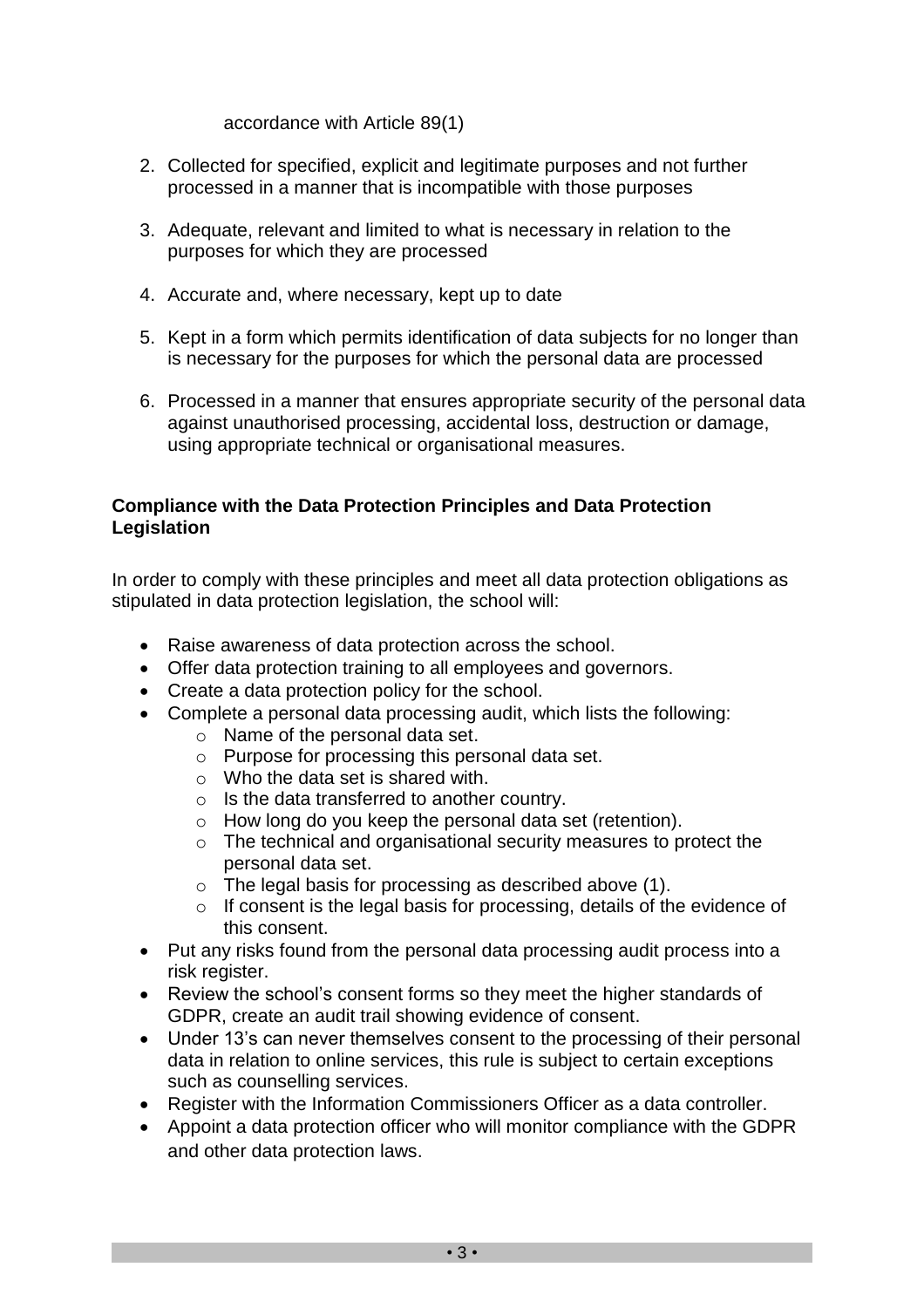accordance with Article 89(1)

2. Collected for specified, explicit and legitimate purposes and not further processed in a manner that is incompatible with those purposes

3. Adequate, relevant and limited to what is necessary in relation to the purposes for which they are processed

4. Accurate and, where necessary, kept up to date

5. Kept in a form which permits identification of data subjects for no longer than is necessary for the purposes for which the personal data are processed

6. Processed in a manner that ensures appropriate security of the personal data against unauthorised processing, accidental loss, destruction or damage, using appropriate technical or organisational measures.

**Compliance with the Data Protection Principles and Data Protection Legislation**

In order to comply with these principles and meet all data protection obligations as stipulated in data protection legislation, the school will:

- Raise awareness of data protection across the school.
- Offer data protection training to all employees and governors.
- Create a data protection policy for the school.
- Complete a personal data processing audit, which lists the following:
  - Name of the personal data set.
  - Purpose for processing this personal data set.
  - Who the data set is shared with.
  - Is the data transferred to another country.
  - How long do you keep the personal data set (retention).
  - The technical and organisational security measures to protect the personal data set.
  - The legal basis for processing as described above (1).
  - If consent is the legal basis for processing, details of the evidence of this consent.
- Put any risks found from the personal data processing audit process into a risk register.
- Review the school's consent forms so they meet the higher standards of GDPR, create an audit trail showing evidence of consent.
- Under 13's can never themselves consent to the processing of their personal data in relation to online services, this rule is subject to certain exceptions such as counselling services.
- Register with the Information Commissioners Officer as a data controller.
- Appoint a data protection officer who will monitor compliance with the GDPR and other data protection laws.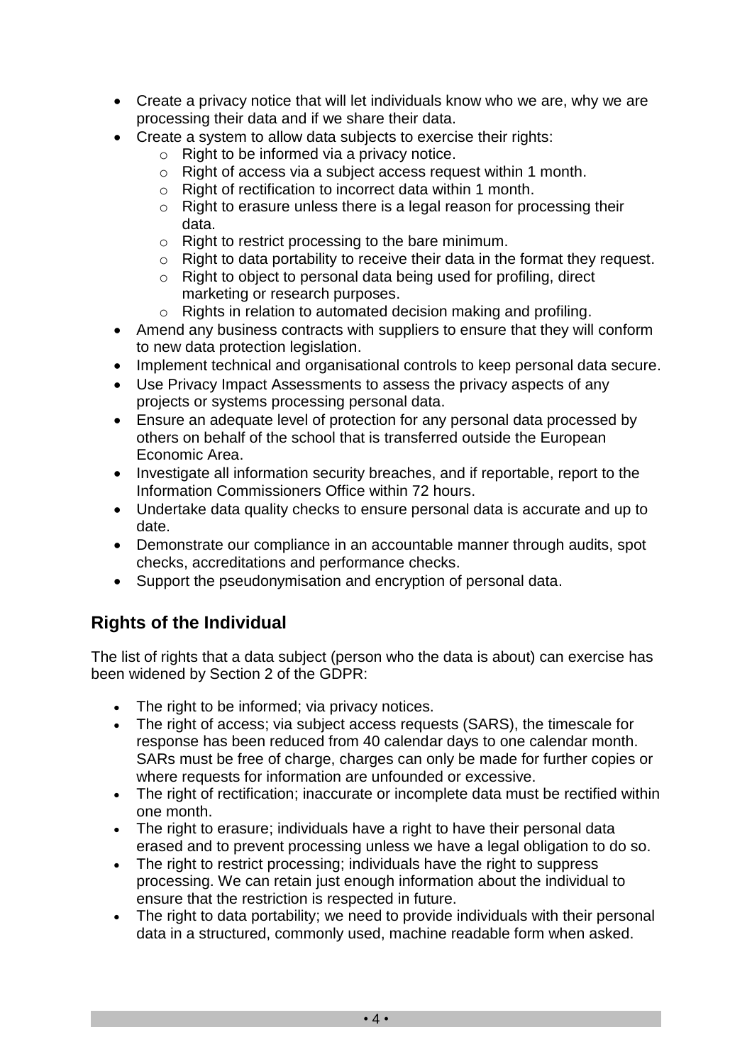- Create a privacy notice that will let individuals know who we are, why we are processing their data and if we share their data.
- Create a system to allow data subjects to exercise their rights:
    - Right to be informed via a privacy notice.
    - Right of access via a subject access request within 1 month.
    - Right of rectification to incorrect data within 1 month.
    - Right to erasure unless there is a legal reason for processing their data.
    - Right to restrict processing to the bare minimum.
    - Right to data portability to receive their data in the format they request.
    - Right to object to personal data being used for profiling, direct marketing or research purposes.
    - Rights in relation to automated decision making and profiling.
- Amend any business contracts with suppliers to ensure that they will conform to new data protection legislation.
- Implement technical and organisational controls to keep personal data secure.
- Use Privacy Impact Assessments to assess the privacy aspects of any projects or systems processing personal data.
- Ensure an adequate level of protection for any personal data processed by others on behalf of the school that is transferred outside the European Economic Area.
- Investigate all information security breaches, and if reportable, report to the Information Commissioners Office within 72 hours.
- Undertake data quality checks to ensure personal data is accurate and up to date.
- Demonstrate our compliance in an accountable manner through audits, spot checks, accreditations and performance checks.
- Support the pseudonymisation and encryption of personal data.

## Rights of the Individual

The list of rights that a data subject (person who the data is about) can exercise has been widened by Section 2 of the GDPR:

- The right to be informed; via privacy notices.
- The right of access; via subject access requests (SARS), the timescale for response has been reduced from 40 calendar days to one calendar month. SARs must be free of charge, charges can only be made for further copies or where requests for information are unfounded or excessive.
- The right of rectification; inaccurate or incomplete data must be rectified within one month.
- The right to erasure; individuals have a right to have their personal data erased and to prevent processing unless we have a legal obligation to do so.
- The right to restrict processing; individuals have the right to suppress processing. We can retain just enough information about the individual to ensure that the restriction is respected in future.
- The right to data portability; we need to provide individuals with their personal data in a structured, commonly used, machine readable form when asked.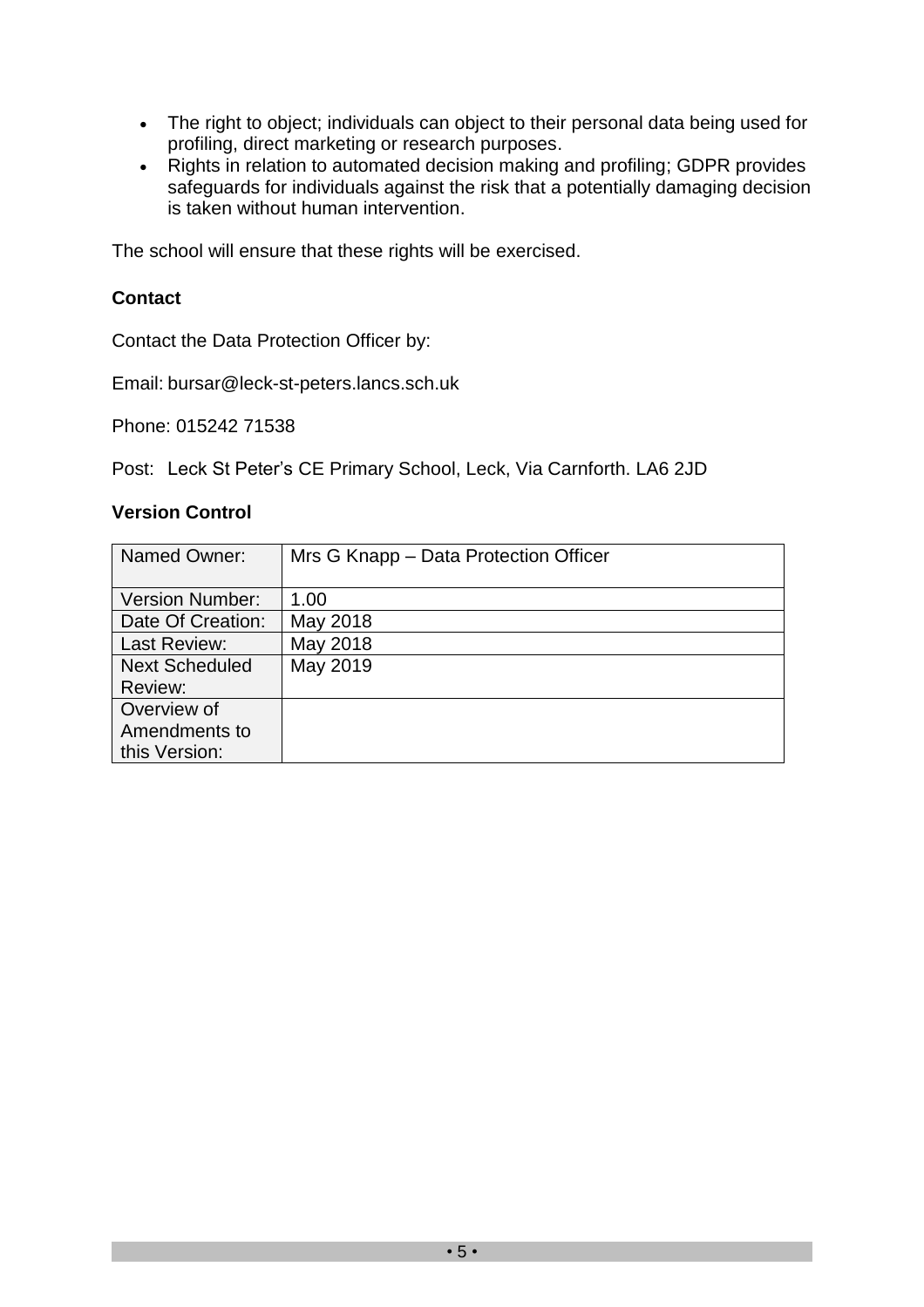- The right to object; individuals can object to their personal data being used for profiling, direct marketing or research purposes.
- Rights in relation to automated decision making and profiling; GDPR provides safeguards for individuals against the risk that a potentially damaging decision is taken without human intervention.

The school will ensure that these rights will be exercised.

**Contact**

Contact the Data Protection Officer by:

Email: bursar@leck-st-peters.lancs.sch.uk

Phone: 015242 71538

Post: Leck St Peter's CE Primary School, Leck, Via Carnforth. LA6 2JD

**Version Control**

| | |
|---|---|
| Named Owner: | Mrs G Knapp – Data Protection Officer |
| Version Number: | 1.00 |
| Date Of Creation: | May 2018 |
| Last Review: | May 2018 |
| Next Scheduled Review: | May 2019 |
| Overview of Amendments to this Version: | |